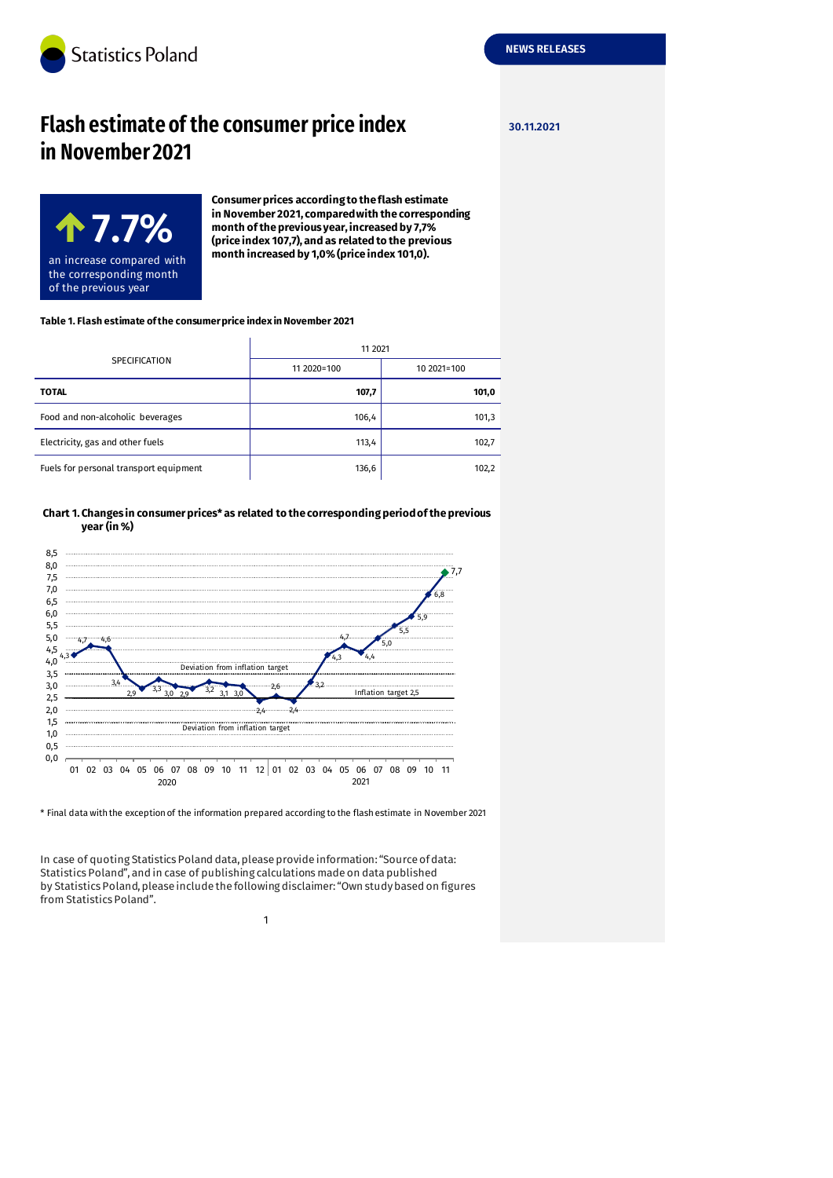Statistics Poland

NEWS RELEASES

# Flash estimate of the consumer price index in November 2021

30.11.2021

**7.7%**

an increase compared with the corresponding month of the previous year

**Consumer prices according to the flash estimate in November 2021, compared with the corresponding month of the previous year, increased by 7,7% (price index 107,7), and as related to the previous month increased by 1,0% (price index 101,0).**

**Table 1. Flash estimate of the consumer price index in November 2021**

| SPECIFICATION | 11 2021 | |
|---|---|---|
| | 11 2020=100 | 10 2021=100 |
| **TOTAL** | **107,7** | **101,0** |
| Food and non-alcoholic beverages | 106,4 | 101,3 |
| Electricity, gas and other fuels | 113,4 | 102,7 |
| Fuels for personal transport equipment | 136,6 | 102,2 |

**Chart 1. Changes in consumer prices* as related to the corresponding period of the previous year (in %)**

| Month | 01 | 02 | 03 | 04 | 05 | 06 | 07 | 08 | 09 | 10 | 11 | 12 |
|---|---|---|---|---|---|---|---|---|---|---|---|---|
| 2020 | 4,3 | 4,7 | 4,6 | 3,4 | 2,9 | 3,3 | 3,0 | 2,9 | 3,2 | 3,1 | 3,0 | 2,4 |
| 2021 | 2,6 | 2,4 | 3,2 | 4,3 | 4,7 | 4,4 | 5,0 | 5,5 | 5,9 | 6,8 | 7,7 | |

Inflation target 2,5; Deviation from inflation target (upper band 3,5; lower band 1,5).

\* Final data with the exception of the information prepared according to the flash estimate in November 2021

In case of quoting Statistics Poland data, please provide information: "Source of data: Statistics Poland", and in case of publishing calculations made on data published by Statistics Poland, please include the following disclaimer: "Own study based on figures from Statistics Poland".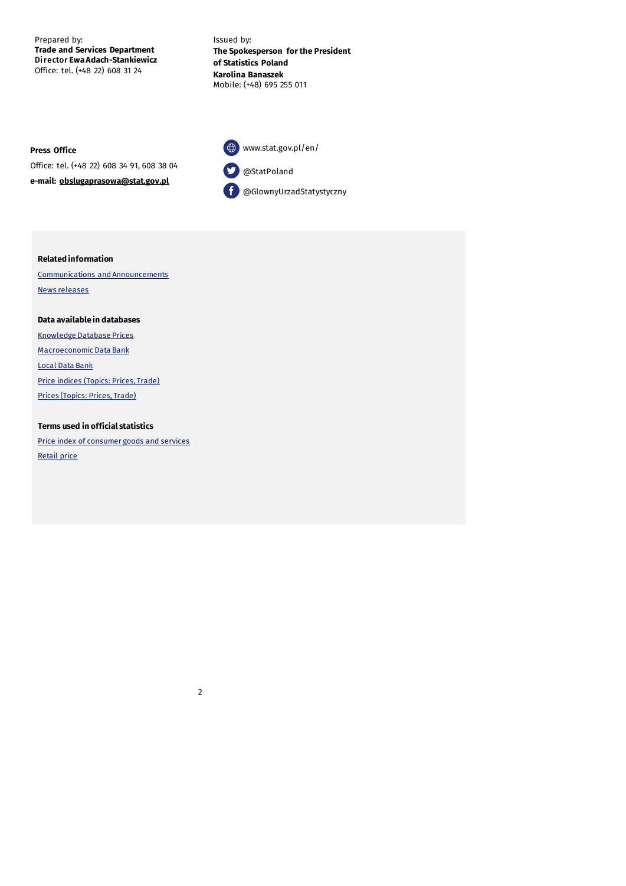Prepared by:
**Trade and Services Department**
**Director Ewa Adach-Stankiewicz**
Office: tel. (+48 22) 608 31 24

Issued by:
**The Spokesperson for the President of Statistics Poland**
**Karolina Banaszek**
Mobile: (+48) 695 255 011

**Press Office**
Office: tel. (+48 22) 608 34 91, 608 38 04
**e-mail: obslugaprasowa@stat.gov.pl**

www.stat.gov.pl/en/
@StatPoland
@GlownyUrzadStatystyczny

**Related information**

Communications and Announcements

News releases

**Data available in databases**

Knowledge Database Prices

Macroeconomic Data Bank

Local Data Bank

Price indices (Topics: Prices, Trade)

Prices (Topics: Prices, Trade)

**Terms used in official statistics**

Price index of consumer goods and services

Retail price